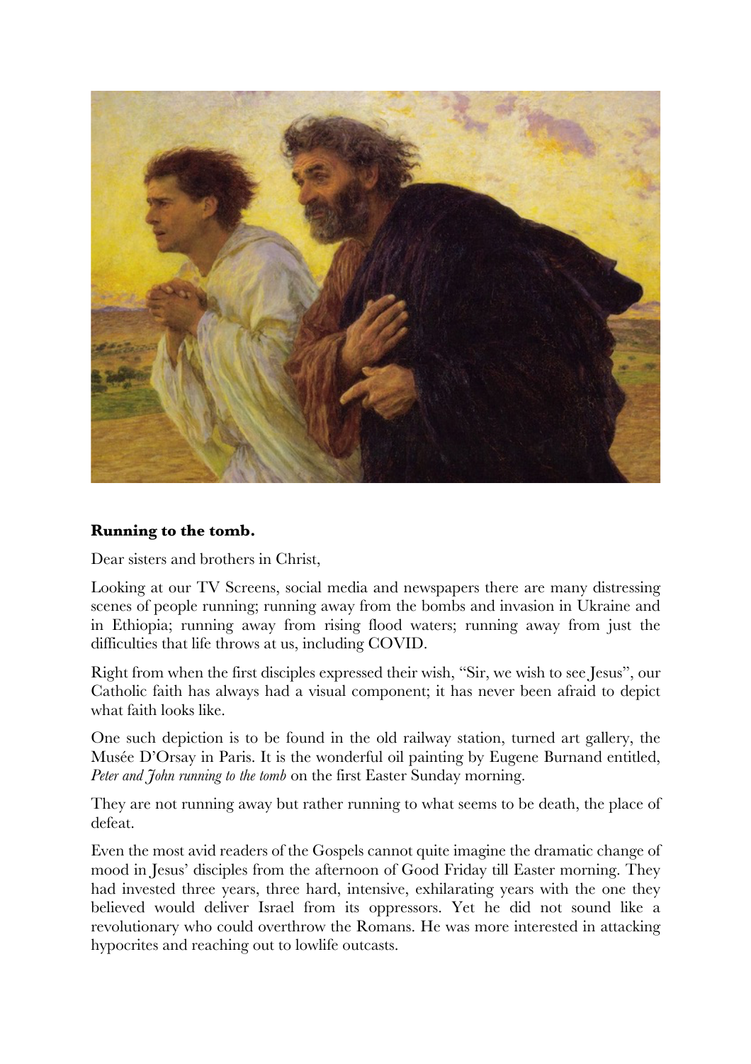**Running to the tomb.**

Dear sisters and brothers in Christ,

Looking at our TV Screens, social media and newspapers there are many distressing scenes of people running; running away from the bombs and invasion in Ukraine and in Ethiopia; running away from rising flood waters; running away from just the difficulties that life throws at us, including COVID.

Right from when the first disciples expressed their wish, "Sir, we wish to see Jesus", our Catholic faith has always had a visual component; it has never been afraid to depict what faith looks like.

One such depiction is to be found in the old railway station, turned art gallery, the Musée D'Orsay in Paris. It is the wonderful oil painting by Eugene Burnand entitled, *Peter and John running to the tomb* on the first Easter Sunday morning.

They are not running away but rather running to what seems to be death, the place of defeat.

Even the most avid readers of the Gospels cannot quite imagine the dramatic change of mood in Jesus' disciples from the afternoon of Good Friday till Easter morning. They had invested three years, three hard, intensive, exhilarating years with the one they believed would deliver Israel from its oppressors. Yet he did not sound like a revolutionary who could overthrow the Romans. He was more interested in attacking hypocrites and reaching out to lowlife outcasts.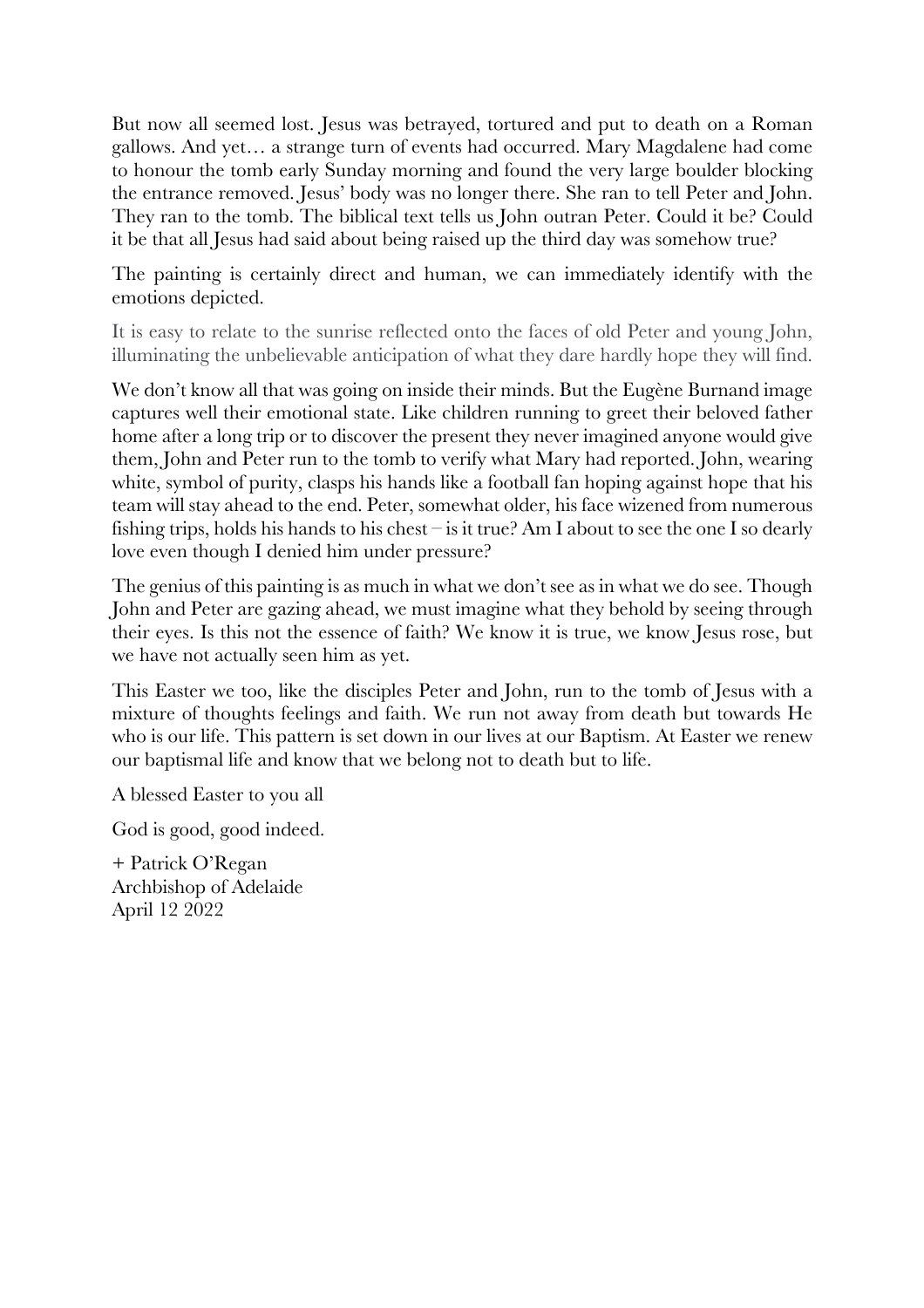But now all seemed lost. Jesus was betrayed, tortured and put to death on a Roman gallows. And yet… a strange turn of events had occurred. Mary Magdalene had come to honour the tomb early Sunday morning and found the very large boulder blocking the entrance removed. Jesus' body was no longer there. She ran to tell Peter and John. They ran to the tomb. The biblical text tells us John outran Peter. Could it be? Could it be that all Jesus had said about being raised up the third day was somehow true?

The painting is certainly direct and human, we can immediately identify with the emotions depicted.

It is easy to relate to the sunrise reflected onto the faces of old Peter and young John, illuminating the unbelievable anticipation of what they dare hardly hope they will find.

We don't know all that was going on inside their minds. But the Eugène Burnand image captures well their emotional state. Like children running to greet their beloved father home after a long trip or to discover the present they never imagined anyone would give them, John and Peter run to the tomb to verify what Mary had reported. John, wearing white, symbol of purity, clasps his hands like a football fan hoping against hope that his team will stay ahead to the end. Peter, somewhat older, his face wizened from numerous fishing trips, holds his hands to his chest – is it true? Am I about to see the one I so dearly love even though I denied him under pressure?

The genius of this painting is as much in what we don't see as in what we do see. Though John and Peter are gazing ahead, we must imagine what they behold by seeing through their eyes. Is this not the essence of faith? We know it is true, we know Jesus rose, but we have not actually seen him as yet.

This Easter we too, like the disciples Peter and John, run to the tomb of Jesus with a mixture of thoughts feelings and faith. We run not away from death but towards He who is our life. This pattern is set down in our lives at our Baptism. At Easter we renew our baptismal life and know that we belong not to death but to life.

A blessed Easter to you all

God is good, good indeed.

+ Patrick O'Regan
Archbishop of Adelaide
April 12 2022